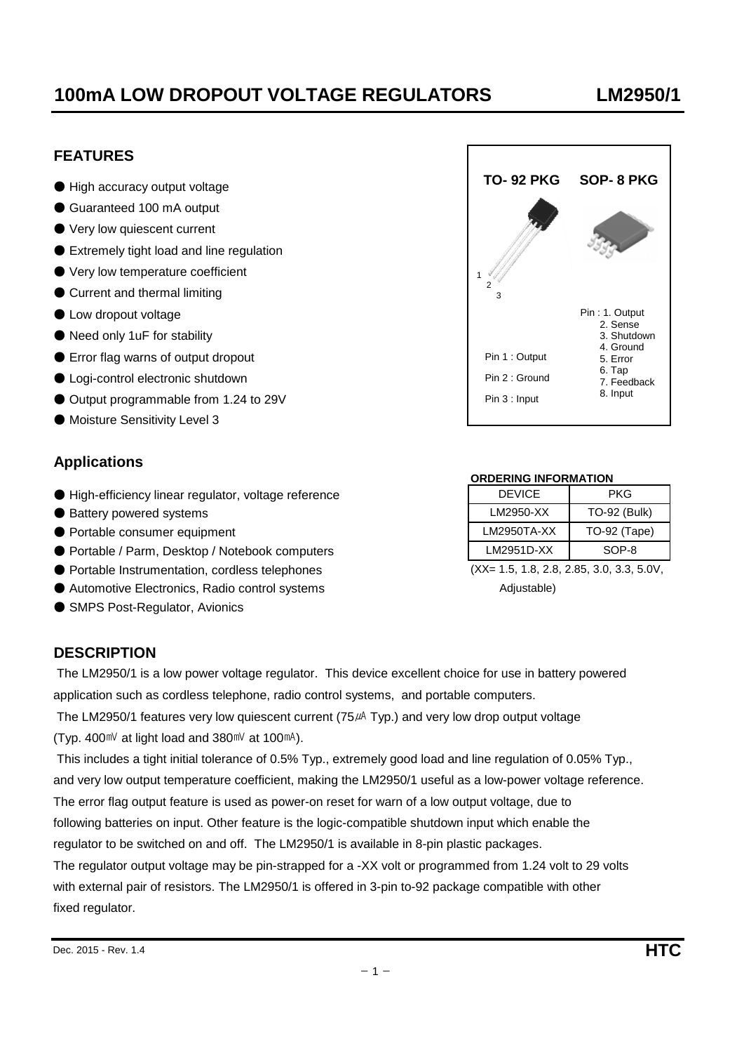# 100mA LOW DROPOUT VOLTAGE REGULATORS LM2950/1

## FEATURES

- High accuracy output voltage
- Guaranteed 100 mA output
- Very low quiescent current
- Extremely tight load and line regulation
- Very low temperature coefficient
- Current and thermal limiting
- Low dropout voltage
- Need only 1uF for stability
- Error flag warns of output dropout
- Logi-control electronic shutdown
- Output programmable from 1.24 to 29V
- Moisture Sensitivity Level 3

**TO- 92 PKG** &nbsp;&nbsp; **SOP- 8 PKG**

TO-92: Pin 1 : Output, Pin 2 : Ground, Pin 3 : Input

SOP-8: Pin : 1. Output, 2. Sense, 3. Shutdown, 4. Ground, 5. Error, 6. Tap, 7. Feedback, 8. Input

## Applications

- High-efficiency linear regulator, voltage reference
- Battery powered systems
- Portable consumer equipment
- Portable / Parm, Desktop / Notebook computers
- Portable Instrumentation, cordless telephones
- Automotive Electronics, Radio control systems
- SMPS Post-Regulator, Avionics

**ORDERING INFORMATION**

| DEVICE | PKG |
|---|---|
| LM2950-XX | TO-92 (Bulk) |
| LM2950TA-XX | TO-92 (Tape) |
| LM2951D-XX | SOP-8 |

(XX= 1.5, 1.8, 2.8, 2.85, 3.0, 3.3, 5.0V, Adjustable)

## DESCRIPTION

The LM2950/1 is a low power voltage regulator. This device excellent choice for use in battery powered application such as cordless telephone, radio control systems, and portable computers.

The LM2950/1 features very low quiescent current (75㎂ Typ.) and very low drop output voltage (Typ. 400㎷ at light load and 380㎷ at 100㎃).

This includes a tight initial tolerance of 0.5% Typ., extremely good load and line regulation of 0.05% Typ., and very low output temperature coefficient, making the LM2950/1 useful as a low-power voltage reference. The error flag output feature is used as power-on reset for warn of a low output voltage, due to following batteries on input. Other feature is the logic-compatible shutdown input which enable the regulator to be switched on and off. The LM2950/1 is available in 8-pin plastic packages.

The regulator output voltage may be pin-strapped for a -XX volt or programmed from 1.24 volt to 29 volts with external pair of resistors. The LM2950/1 is offered in 3-pin to-92 package compatible with other fixed regulator.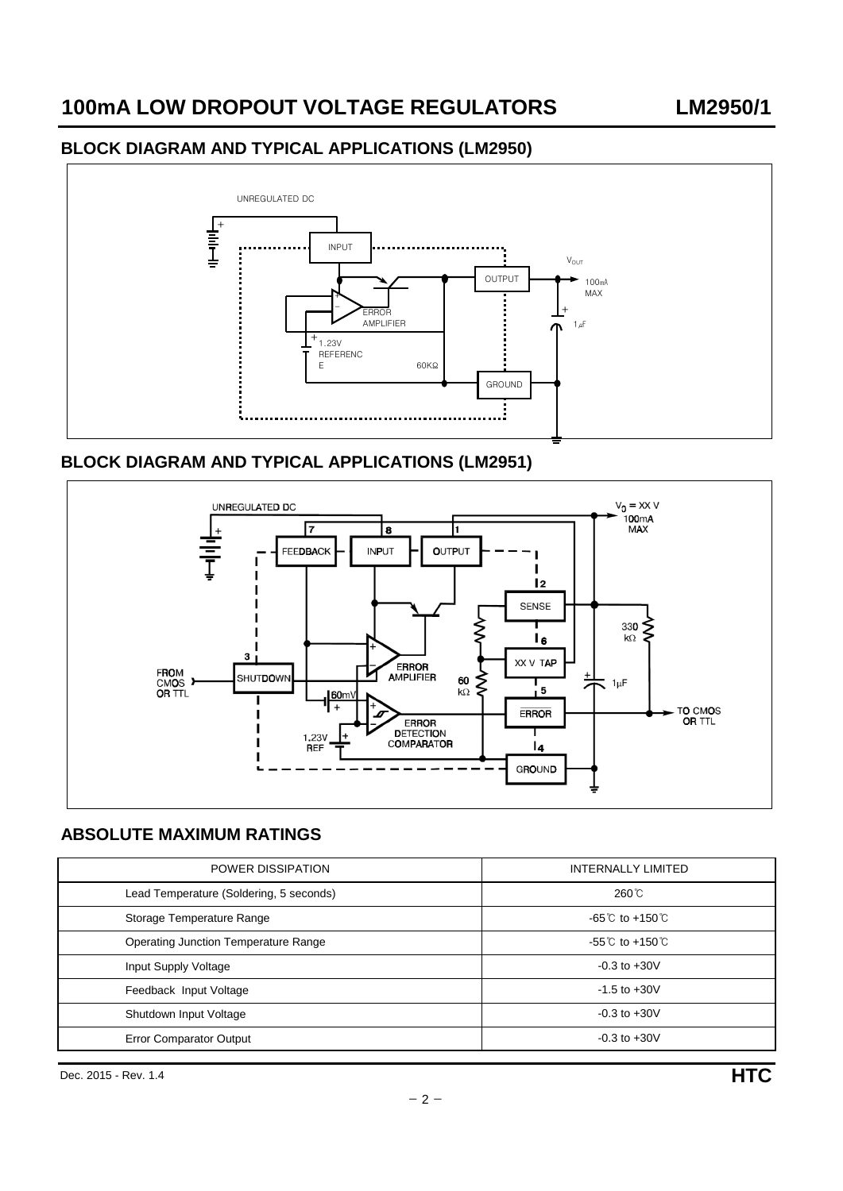## BLOCK DIAGRAM AND TYPICAL APPLICATIONS (LM2950)

UNREGULATED DC

INPUT

OUTPUT

$V_{OUT}$

100mA MAX

ERROR AMPLIFIER

1.23V REFERENCE

60KΩ

GROUND

1µF

## BLOCK DIAGRAM AND TYPICAL APPLICATIONS (LM2951)

UNREGULATED DC

$V_0$ = XX V 100mA MAX

FEEDBACK (7) INPUT (8) OUTPUT (1)

SENSE (2)

XX V TAP (6)

ERROR (5)

GROUND (4)

SHUTDOWN (3)

FROM CMOS OR TTL

ERROR AMPLIFIER

60mV

ERROR DETECTION COMPARATOR

1.23V REF

60 kΩ

330 kΩ

1µF

TO CMOS OR TTL

## ABSOLUTE MAXIMUM RATINGS

| POWER DISSIPATION | INTERNALLY LIMITED |
|---|---|
| Lead Temperature (Soldering, 5 seconds) | 260℃ |
| Storage Temperature Range | -65℃ to +150℃ |
| Operating Junction Temperature Range | -55℃ to +150℃ |
| Input Supply Voltage | -0.3 to +30V |
| Feedback Input Voltage | -1.5 to +30V |
| Shutdown Input Voltage | -0.3 to +30V |
| Error Comparator Output | -0.3 to +30V |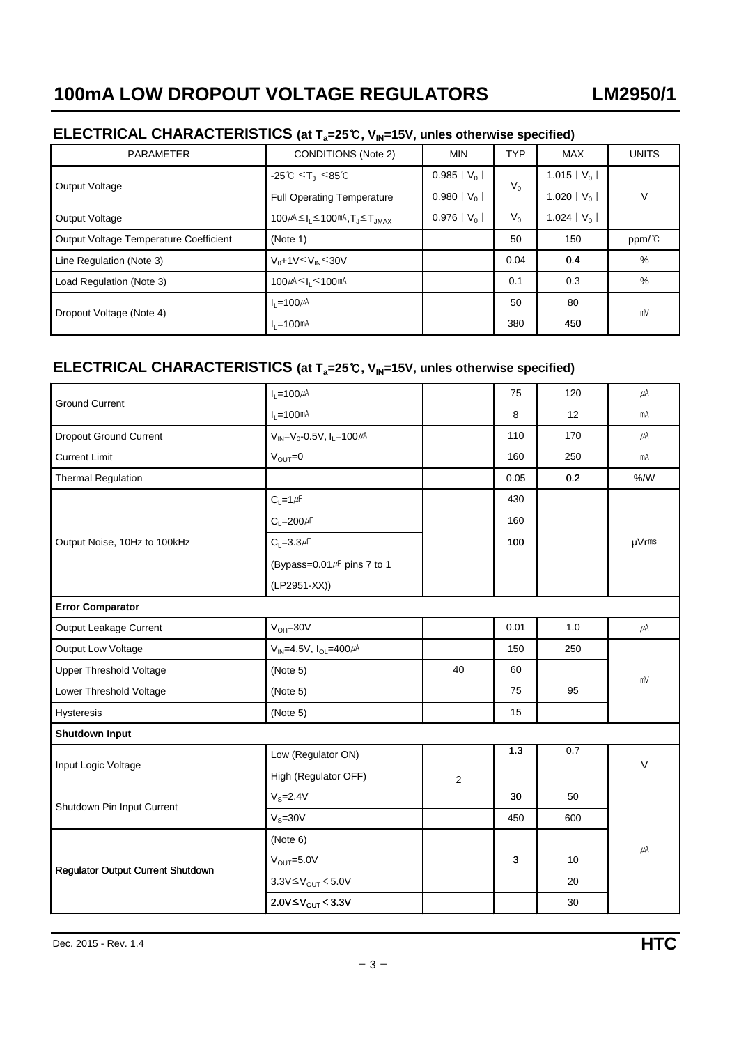## ELECTRICAL CHARACTERISTICS (at $T_a$=25℃, $V_{IN}$=15V, unles otherwise specified)

| PARAMETER | CONDITIONS (Note 2) | MIN | TYP | MAX | UNITS |
|---|---|---|---|---|---|
| Output Voltage | -25℃ ≤$T_J$ ≤85℃ | 0.985｜$V_0$｜ | $V_0$ | 1.015｜$V_0$｜ | V |
| | Full Operating Temperature | 0.980｜$V_0$｜ | | 1.020｜$V_0$｜ | |
| Output Voltage | 100㎂≤$I_L$≤100㎃,$T_J$≤$T_{JMAX}$ | 0.976｜$V_0$｜ | $V_0$ | 1.024｜$V_0$｜ | |
| Output Voltage Temperature Coefficient | (Note 1) | | 50 | 150 | ppm/℃ |
| Line Regulation (Note 3) | $V_0$+1V≤$V_{IN}$≤30V | | 0.04 | 0.4 | % |
| Load Regulation (Note 3) | 100㎂≤$I_L$≤100㎃ | | 0.1 | 0.3 | % |
| Dropout Voltage (Note 4) | $I_L$=100㎂ | | 50 | 80 | ㎷ |
| | $I_L$=100㎃ | | 380 | 450 | |

## ELECTRICAL CHARACTERISTICS (at $T_a$=25℃, $V_{IN}$=15V, unles otherwise specified)

| PARAMETER | CONDITIONS | MIN | TYP | MAX | UNITS |
|---|---|---|---|---|---|
| Ground Current | $I_L$=100㎂ | | 75 | 120 | ㎂ |
| | $I_L$=100㎃ | | 8 | 12 | ㎃ |
| Dropout Ground Current | $V_{IN}$=$V_0$-0.5V, $I_L$=100㎂ | | 110 | 170 | ㎂ |
| Current Limit | $V_{OUT}$=0 | | 160 | 250 | ㎃ |
| Thermal Regulation | | | 0.05 | 0.2 | %/W |
| Output Noise, 10Hz to 100kHz | $C_L$=1㎌ | | 430 | | µVrms |
| | $C_L$=200㎌ | | 160 | | |
| | $C_L$=3.3㎌ | | 100 | | |
| | (Bypass=0.01㎌ pins 7 to 1 | | | | |
| | (LP2951-XX)) | | | | |
| **Error Comparator** | | | | | |
| Output Leakage Current | $V_{OH}$=30V | | 0.01 | 1.0 | ㎂ |
| Output Low Voltage | $V_{IN}$=4.5V, $I_{OL}$=400㎂ | | 150 | 250 | ㎷ |
| Upper Threshold Voltage | (Note 5) | 40 | 60 | | |
| Lower Threshold Voltage | (Note 5) | | 75 | 95 | |
| Hysteresis | (Note 5) | | 15 | | |
| **Shutdown Input** | | | | | |
| Input Logic Voltage | Low (Regulator ON) | | 1.3 | 0.7 | V |
| | High (Regulator OFF) | 2 | | | |
| Shutdown Pin Input Current | $V_S$=2.4V | | 30 | 50 | ㎂ |
| | $V_S$=30V | | 450 | 600 | |
| Regulator Output Current Shutdown | (Note 6) | | | | |
| | $V_{OUT}$=5.0V | | 3 | 10 | |
| | 3.3V≤$V_{OUT}$＜5.0V | | | 20 | |
| | 2.0V≤$V_{OUT}$＜3.3V | | | 30 | |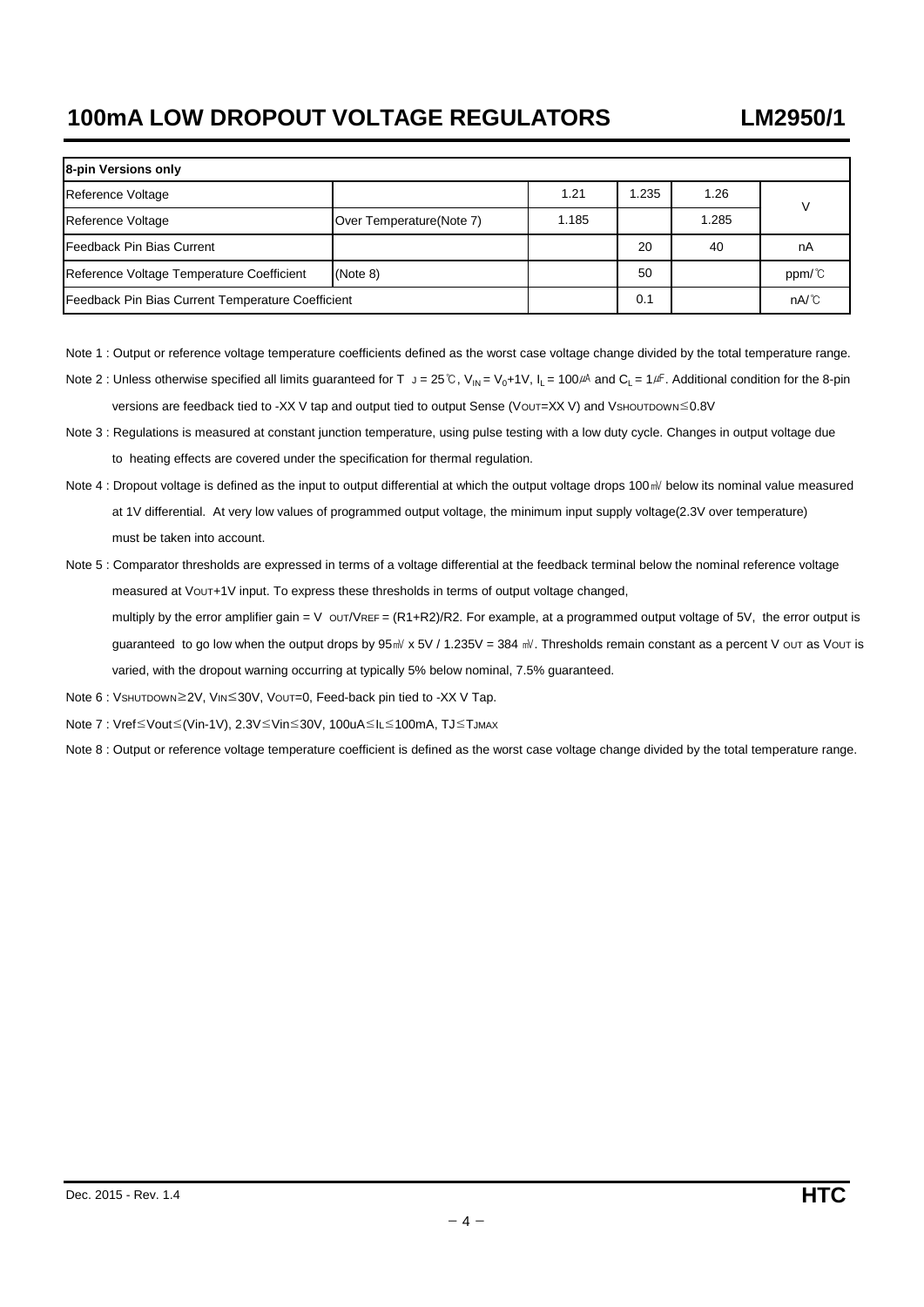| 8-pin Versions only | | | | | |
| --- | --- | --- | --- | --- | --- |
| Reference Voltage | | 1.21 | 1.235 | 1.26 | V |
| Reference Voltage | Over Temperature(Note 7) | 1.185 | | 1.285 | |
| Feedback Pin Bias Current | | | 20 | 40 | nA |
| Reference Voltage Temperature Coefficient | (Note 8) | | 50 | | ppm/℃ |
| Feedback Pin Bias Current Temperature Coefficient | | | 0.1 | | nA/℃ |

Note 1 : Output or reference voltage temperature coefficients defined as the worst case voltage change divided by the total temperature range.

Note 2 : Unless otherwise specified all limits guaranteed for $T_J$ = 25℃, $V_{IN} = V_0$+1V, $I_L$ = 100㎂ and $C_L$ = 1㎌. Additional condition for the 8-pin versions are feedback tied to -XX V tap and output tied to output Sense ($V_{OUT}$=XX V) and $V_{SHOUTDOWN}$≤0.8V

Note 3 : Regulations is measured at constant junction temperature, using pulse testing with a low duty cycle. Changes in output voltage due to heating effects are covered under the specification for thermal regulation.

Note 4 : Dropout voltage is defined as the input to output differential at which the output voltage drops 100㎷ below its nominal value measured at 1V differential. At very low values of programmed output voltage, the minimum input supply voltage(2.3V over temperature) must be taken into account.

Note 5 : Comparator thresholds are expressed in terms of a voltage differential at the feedback terminal below the nominal reference voltage measured at $V_{OUT}$+1V input. To express these thresholds in terms of output voltage changed, multiply by the error amplifier gain = $V_{OUT}/V_{REF}$ = (R1+R2)/R2. For example, at a programmed output voltage of 5V, the error output is guaranteed to go low when the output drops by 95㎷ x 5V / 1.235V = 384 ㎷. Thresholds remain constant as a percent $V_{OUT}$ as $V_{OUT}$ is varied, with the dropout warning occurring at typically 5% below nominal, 7.5% guaranteed.

Note 6 : $V_{SHUTDOWN}$≥2V, $V_{IN}$≤30V, $V_{OUT}$=0, Feed-back pin tied to -XX V Tap.

Note 7 : Vref≤Vout≤(Vin-1V), 2.3V≤Vin≤30V, 100uA≤$I_L$≤100mA, TJ≤$T_{JMAX}$

Note 8 : Output or reference voltage temperature coefficient is defined as the worst case voltage change divided by the total temperature range.